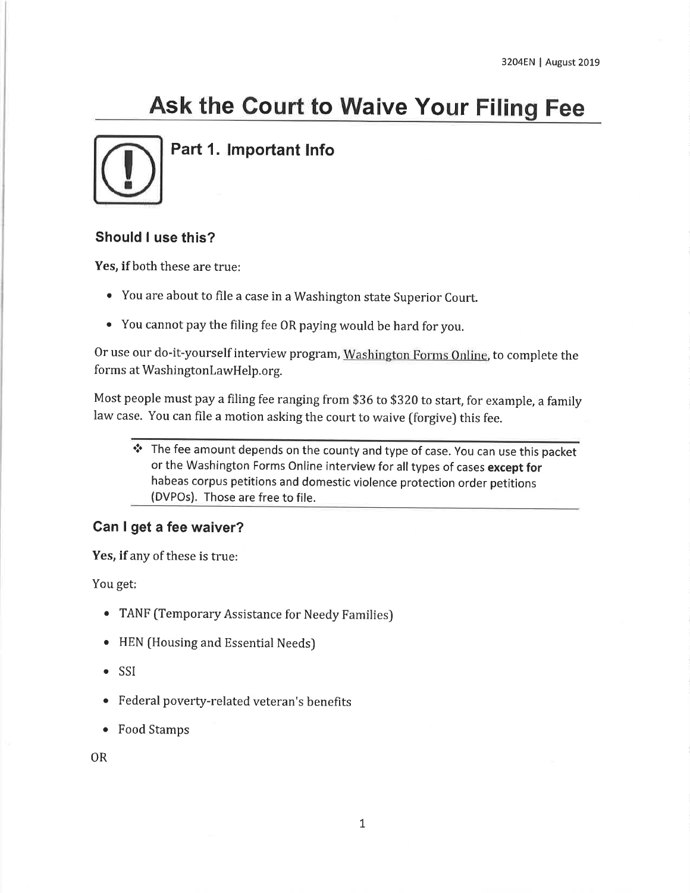3204EN | August 2019

# Ask the Court to Waive Your Filing Fee

## Part 1. Important Info

### Should I use this?

**Yes, if** both these are true:

- You are about to file a case in a Washington state Superior Court.
- You cannot pay the filing fee OR paying would be hard for you.

Or use our do-it-yourself interview program, Washington Forms Online, to complete the forms at WashingtonLawHelp.org.

Most people must pay a filing fee ranging from $36 to $320 to start, for example, a family law case. You can file a motion asking the court to waive (forgive) this fee.

> ❖ The fee amount depends on the county and type of case. You can use this packet or the Washington Forms Online interview for all types of cases **except for** habeas corpus petitions and domestic violence protection order petitions (DVPOs). Those are free to file.

### Can I get a fee waiver?

**Yes, if** any of these is true:

You get:

- TANF (Temporary Assistance for Needy Families)
- HEN (Housing and Essential Needs)
- SSI
- Federal poverty-related veteran's benefits
- Food Stamps

OR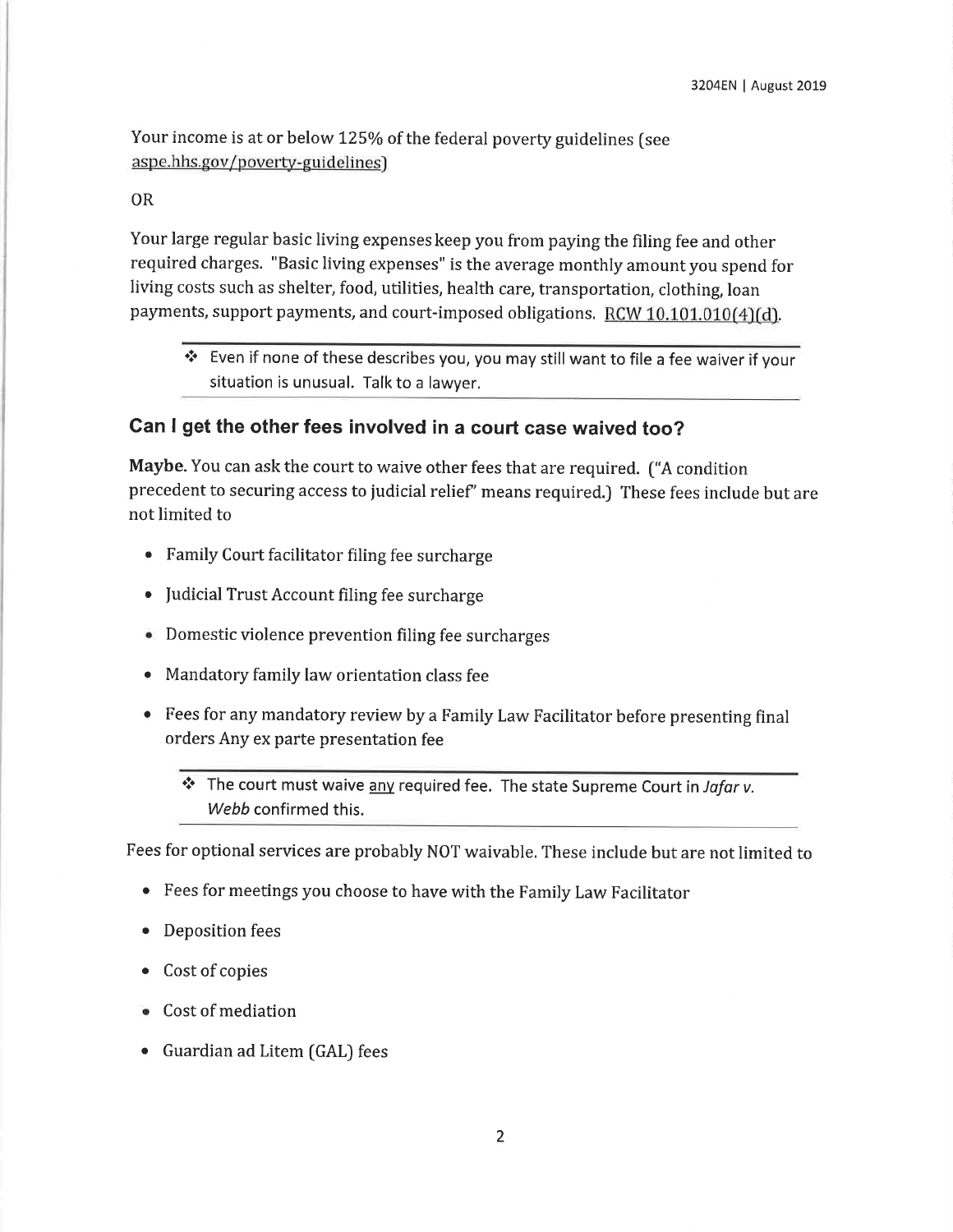Your income is at or below 125% of the federal poverty guidelines (see aspe.hhs.gov/poverty-guidelines)

OR

Your large regular basic living expenses keep you from paying the filing fee and other required charges. "Basic living expenses" is the average monthly amount you spend for living costs such as shelter, food, utilities, health care, transportation, clothing, loan payments, support payments, and court-imposed obligations. RCW 10.101.010(4)(d).

> ❖ Even if none of these describes you, you may still want to file a fee waiver if your situation is unusual. Talk to a lawyer.

## Can I get the other fees involved in a court case waived too?

**Maybe.** You can ask the court to waive other fees that are required. ("A condition precedent to securing access to judicial relief" means required.) These fees include but are not limited to

- Family Court facilitator filing fee surcharge
- Judicial Trust Account filing fee surcharge
- Domestic violence prevention filing fee surcharges
- Mandatory family law orientation class fee
- Fees for any mandatory review by a Family Law Facilitator before presenting final orders Any ex parte presentation fee

> ❖ The court must waive any required fee. The state Supreme Court in *Jafar v. Webb* confirmed this.

Fees for optional services are probably NOT waivable. These include but are not limited to

- Fees for meetings you choose to have with the Family Law Facilitator
- Deposition fees
- Cost of copies
- Cost of mediation
- Guardian ad Litem (GAL) fees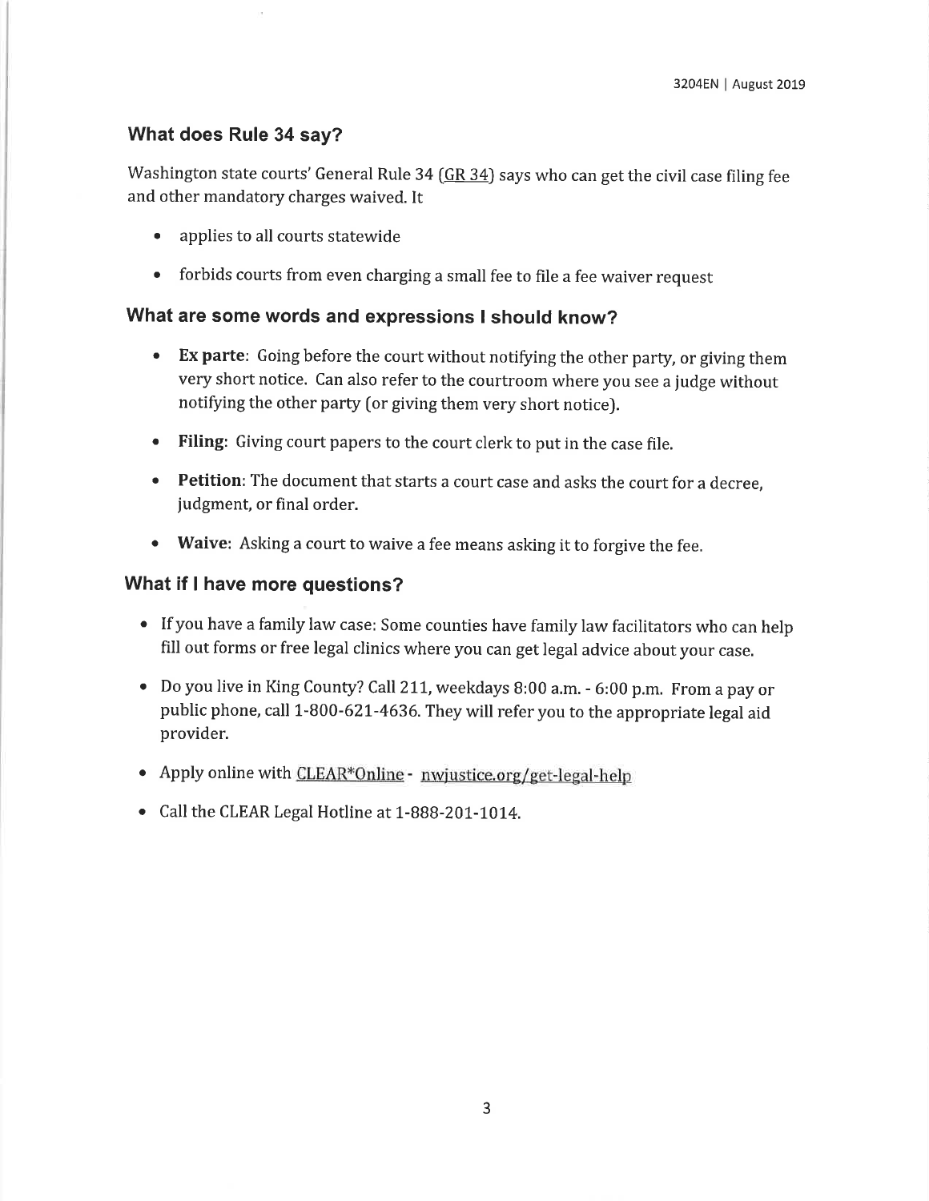## What does Rule 34 say?

Washington state courts' General Rule 34 (GR 34) says who can get the civil case filing fee and other mandatory charges waived. It

- applies to all courts statewide
- forbids courts from even charging a small fee to file a fee waiver request

## What are some words and expressions I should know?

- **Ex parte**: Going before the court without notifying the other party, or giving them very short notice. Can also refer to the courtroom where you see a judge without notifying the other party (or giving them very short notice).
- **Filing**: Giving court papers to the court clerk to put in the case file.
- **Petition**: The document that starts a court case and asks the court for a decree, judgment, or final order.
- **Waive**: Asking a court to waive a fee means asking it to forgive the fee.

## What if I have more questions?

- If you have a family law case: Some counties have family law facilitators who can help fill out forms or free legal clinics where you can get legal advice about your case.
- Do you live in King County? Call 211, weekdays 8:00 a.m. - 6:00 p.m. From a pay or public phone, call 1-800-621-4636. They will refer you to the appropriate legal aid provider.
- Apply online with CLEAR*Online - nwjustice.org/get-legal-help
- Call the CLEAR Legal Hotline at 1-888-201-1014.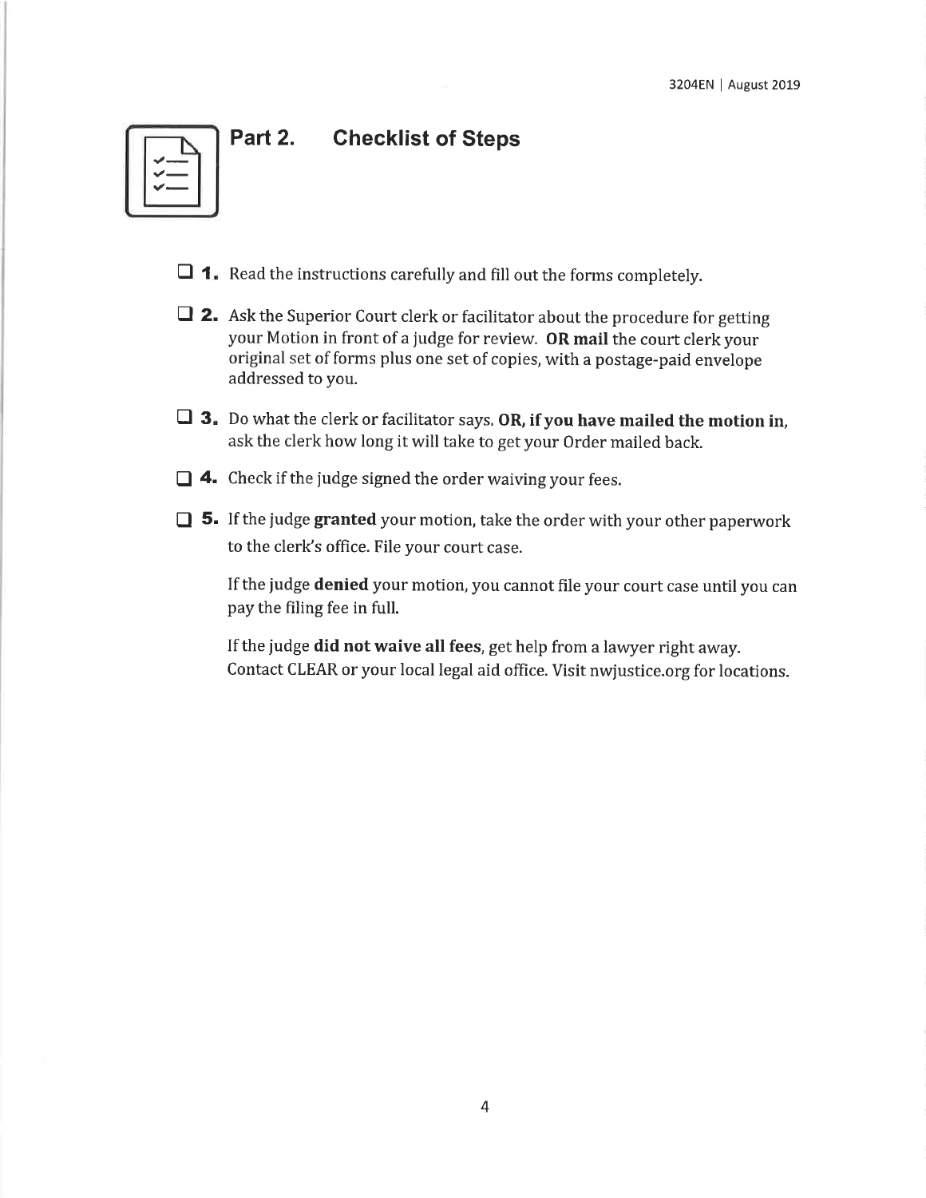## Part 2. Checklist of Steps

- [ ] **1.** Read the instructions carefully and fill out the forms completely.

- [ ] **2.** Ask the Superior Court clerk or facilitator about the procedure for getting your Motion in front of a judge for review. **OR mail** the court clerk your original set of forms plus one set of copies, with a postage-paid envelope addressed to you.

- [ ] **3.** Do what the clerk or facilitator says. **OR, if you have mailed the motion in**, ask the clerk how long it will take to get your Order mailed back.

- [ ] **4.** Check if the judge signed the order waiving your fees.

- [ ] **5.** If the judge **granted** your motion, take the order with your other paperwork to the clerk's office. File your court case.

  If the judge **denied** your motion, you cannot file your court case until you can pay the filing fee in full.

  If the judge **did not waive all fees**, get help from a lawyer right away. Contact CLEAR or your local legal aid office. Visit nwjustice.org for locations.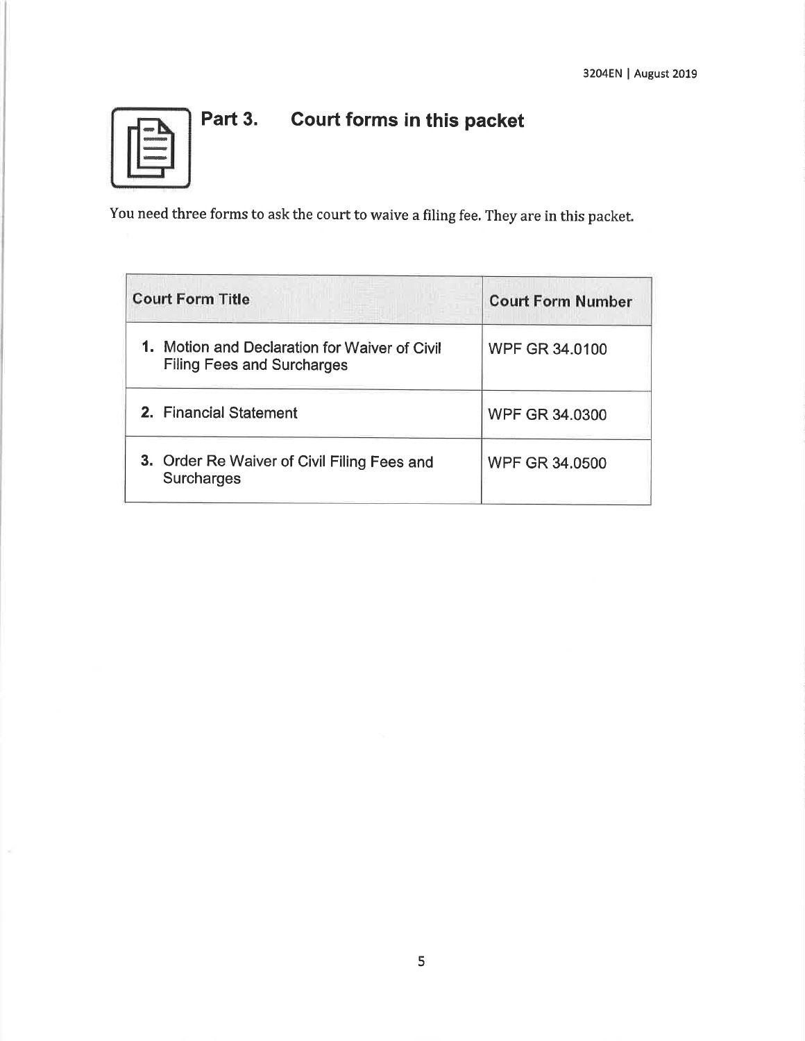## Part 3. Court forms in this packet

You need three forms to ask the court to waive a filing fee. They are in this packet.

| Court Form Title | Court Form Number |
|---|---|
| 1. Motion and Declaration for Waiver of Civil Filing Fees and Surcharges | WPF GR 34.0100 |
| 2. Financial Statement | WPF GR 34.0300 |
| 3. Order Re Waiver of Civil Filing Fees and Surcharges | WPF GR 34.0500 |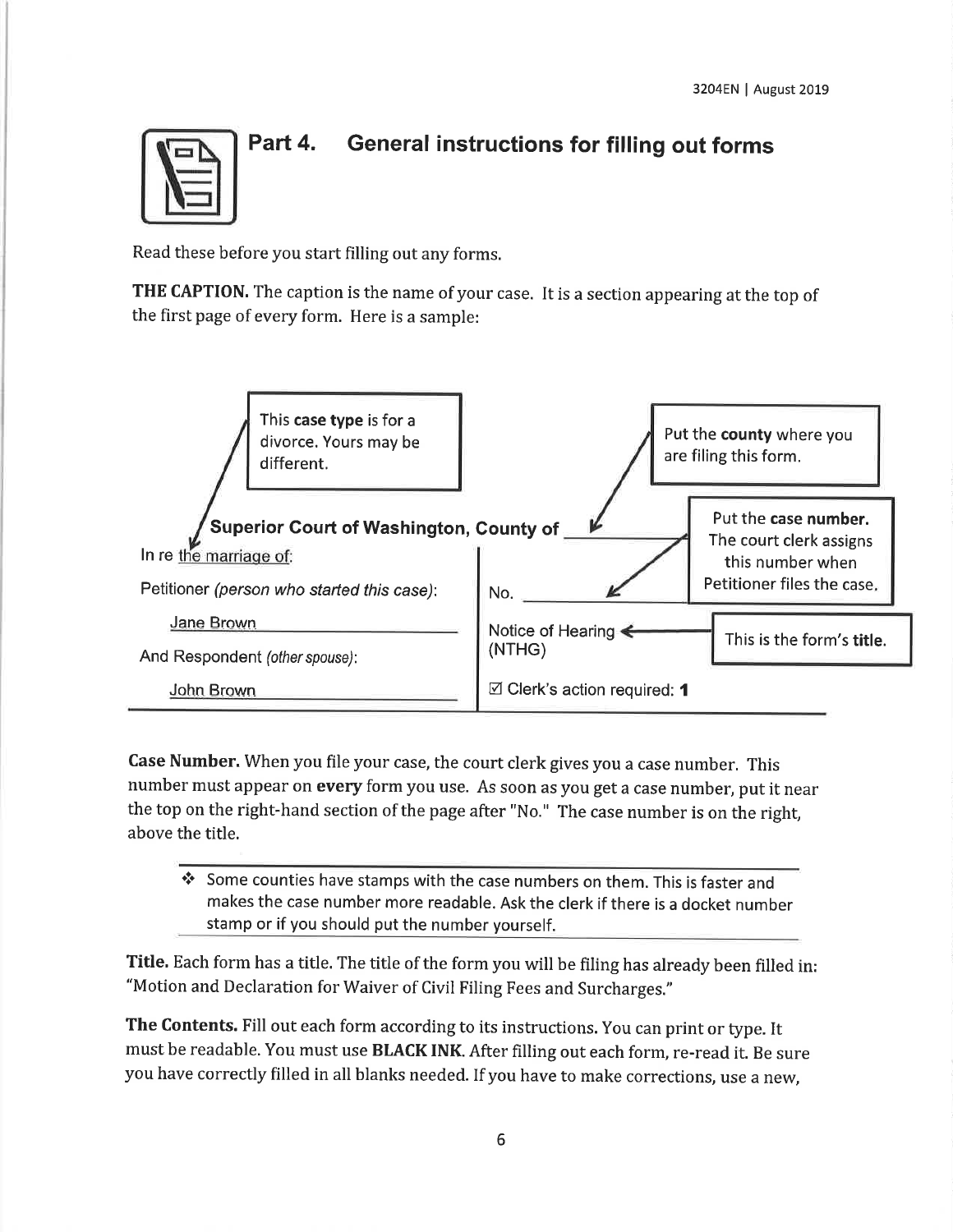## Part 4. General instructions for filling out forms

Read these before you start filling out any forms.

**THE CAPTION.** The caption is the name of your case. It is a section appearing at the top of the first page of every form. Here is a sample:

> This **case type** is for a divorce. Yours may be different.
>
> Put the **county** where you are filing this form.
>
> Put the **case number.** The court clerk assigns this number when Petitioner files the case.
>
> This is the form's **title.**

**Superior Court of Washington, County of ________**

| | |
|---|---|
| In re the marriage of: | |
| Petitioner *(person who started this case)*: | No. ________ |
| Jane Brown | Notice of Hearing (NTHG) |
| And Respondent *(other spouse)*: | |
| John Brown | ☑ Clerk's action required: **1** |

**Case Number.** When you file your case, the court clerk gives you a case number. This number must appear on **every** form you use. As soon as you get a case number, put it near the top on the right-hand section of the page after "No." The case number is on the right, above the title.

- ❖ Some counties have stamps with the case numbers on them. This is faster and makes the case number more readable. Ask the clerk if there is a docket number stamp or if you should put the number yourself.

**Title.** Each form has a title. The title of the form you will be filing has already been filled in: "Motion and Declaration for Waiver of Civil Filing Fees and Surcharges."

**The Contents.** Fill out each form according to its instructions. You can print or type. It must be readable. You must use **BLACK INK**. After filling out each form, re-read it. Be sure you have correctly filled in all blanks needed. If you have to make corrections, use a new,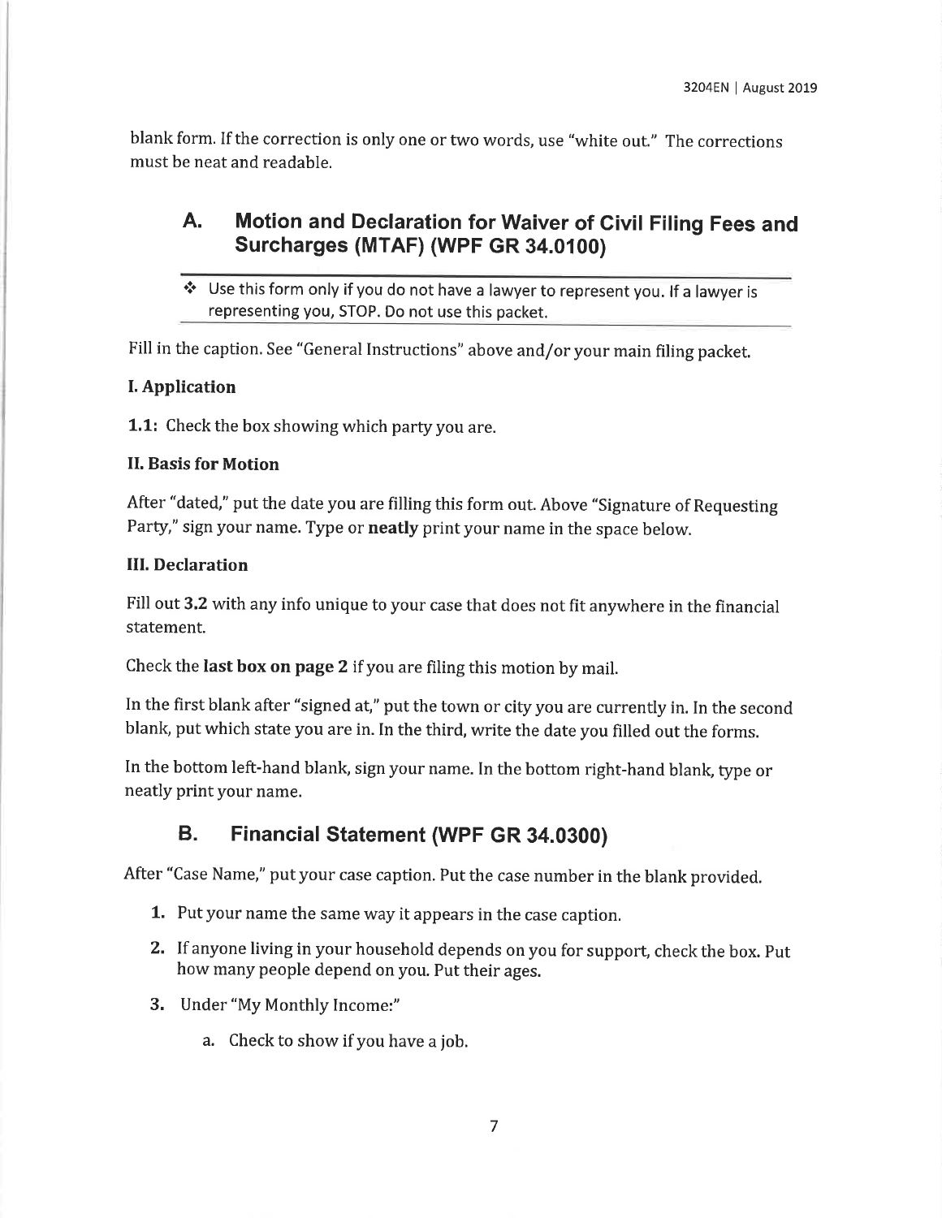blank form. If the correction is only one or two words, use "white out." The corrections must be neat and readable.

## A. Motion and Declaration for Waiver of Civil Filing Fees and Surcharges (MTAF) (WPF GR 34.0100)

❖ Use this form only if you do not have a lawyer to represent you. If a lawyer is representing you, STOP. Do not use this packet.

Fill in the caption. See "General Instructions" above and/or your main filing packet.

**I. Application**

**1.1:** Check the box showing which party you are.

**II. Basis for Motion**

After "dated," put the date you are filling this form out. Above "Signature of Requesting Party," sign your name. Type or **neatly** print your name in the space below.

**III. Declaration**

Fill out **3.2** with any info unique to your case that does not fit anywhere in the financial statement.

Check the **last box on page 2** if you are filing this motion by mail.

In the first blank after "signed at," put the town or city you are currently in. In the second blank, put which state you are in. In the third, write the date you filled out the forms.

In the bottom left-hand blank, sign your name. In the bottom right-hand blank, type or neatly print your name.

## B. Financial Statement (WPF GR 34.0300)

After "Case Name," put your case caption. Put the case number in the blank provided.

1. Put your name the same way it appears in the case caption.
2. If anyone living in your household depends on you for support, check the box. Put how many people depend on you. Put their ages.
3. Under "My Monthly Income:"
    a. Check to show if you have a job.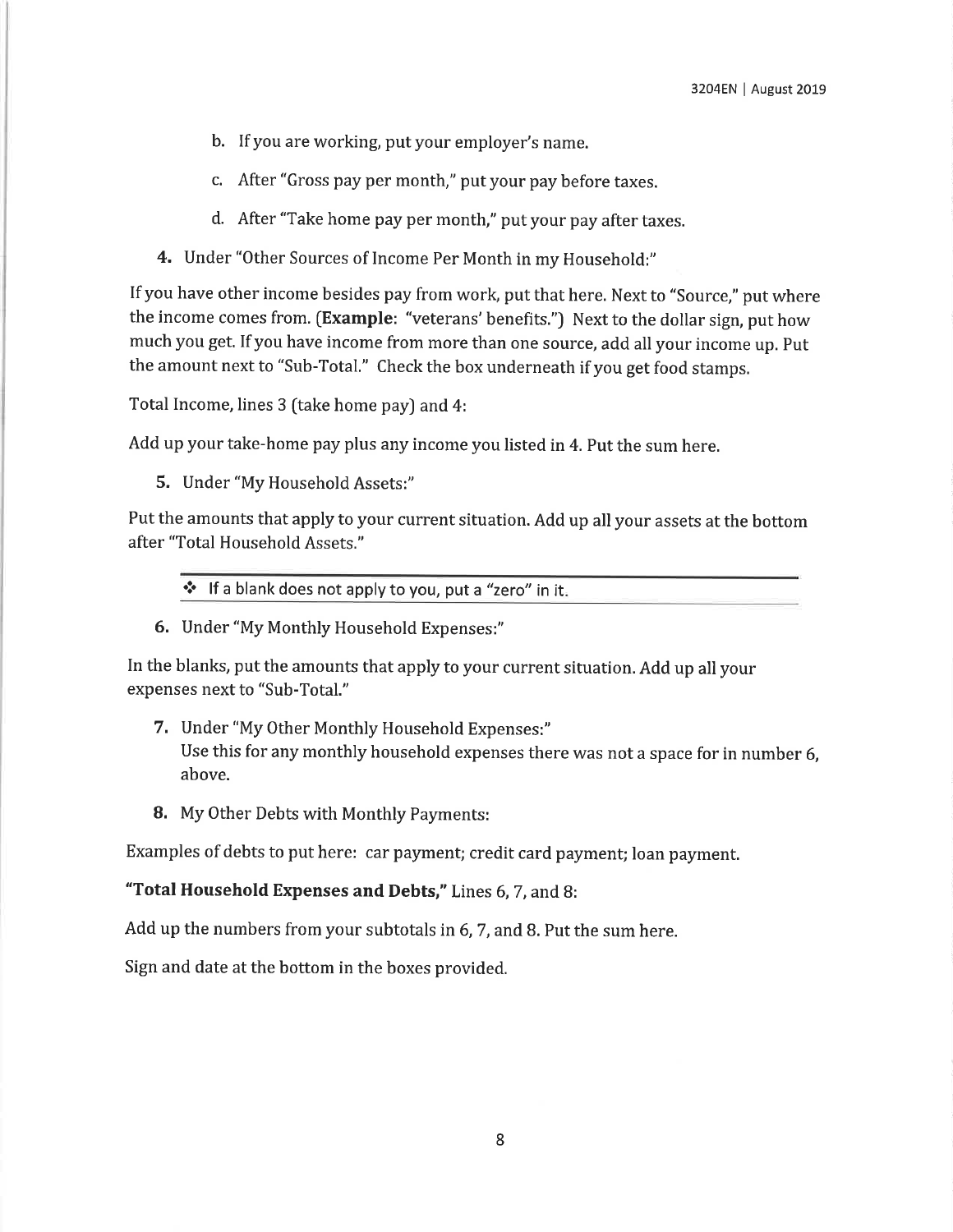b. If you are working, put your employer's name.

c. After "Gross pay per month," put your pay before taxes.

d. After "Take home pay per month," put your pay after taxes.

**4.** Under "Other Sources of Income Per Month in my Household:"

If you have other income besides pay from work, put that here. Next to "Source," put where the income comes from. (**Example**: "veterans' benefits.") Next to the dollar sign, put how much you get. If you have income from more than one source, add all your income up. Put the amount next to "Sub-Total." Check the box underneath if you get food stamps.

Total Income, lines 3 (take home pay) and 4:

Add up your take-home pay plus any income you listed in 4. Put the sum here.

**5.** Under "My Household Assets:"

Put the amounts that apply to your current situation. Add up all your assets at the bottom after "Total Household Assets."

❖ If a blank does not apply to you, put a "zero" in it.

**6.** Under "My Monthly Household Expenses:"

In the blanks, put the amounts that apply to your current situation. Add up all your expenses next to "Sub-Total."

**7.** Under "My Other Monthly Household Expenses:"
Use this for any monthly household expenses there was not a space for in number 6, above.

**8.** My Other Debts with Monthly Payments:

Examples of debts to put here: car payment; credit card payment; loan payment.

**"Total Household Expenses and Debts,"** Lines 6, 7, and 8:

Add up the numbers from your subtotals in 6, 7, and 8. Put the sum here.

Sign and date at the bottom in the boxes provided.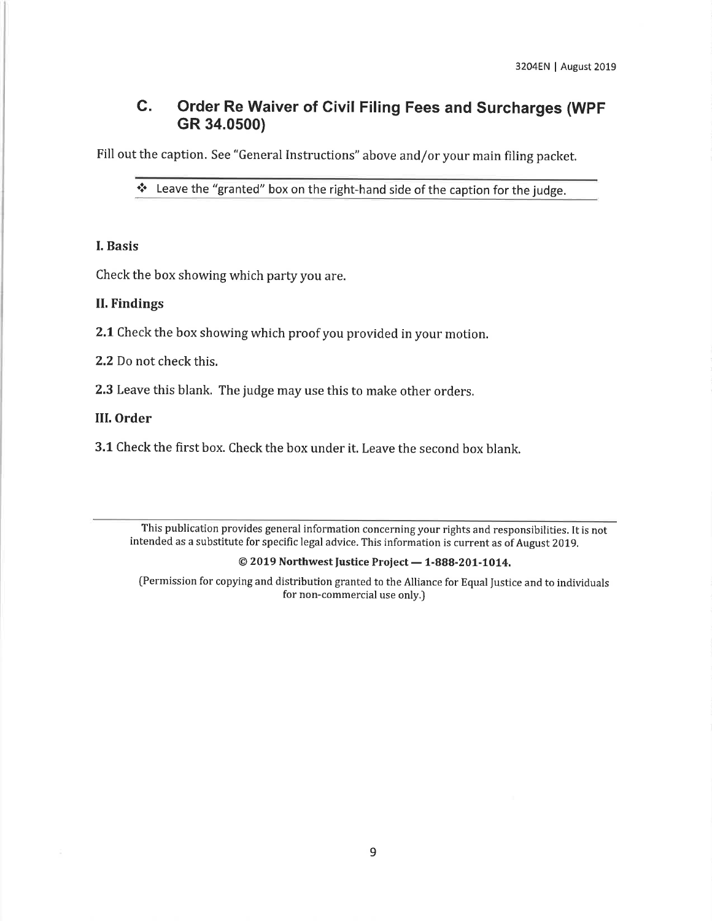## C. Order Re Waiver of Civil Filing Fees and Surcharges (WPF GR 34.0500)

Fill out the caption. See "General Instructions" above and/or your main filing packet.

❖ Leave the "granted" box on the right-hand side of the caption for the judge.

### I. Basis

Check the box showing which party you are.

### II. Findings

**2.1** Check the box showing which proof you provided in your motion.

**2.2** Do not check this.

**2.3** Leave this blank. The judge may use this to make other orders.

### III. Order

**3.1** Check the first box. Check the box under it. Leave the second box blank.

---

This publication provides general information concerning your rights and responsibilities. It is not intended as a substitute for specific legal advice. This information is current as of August 2019.

**© 2019 Northwest Justice Project — 1-888-201-1014.**

(Permission for copying and distribution granted to the Alliance for Equal Justice and to individuals for non-commercial use only.)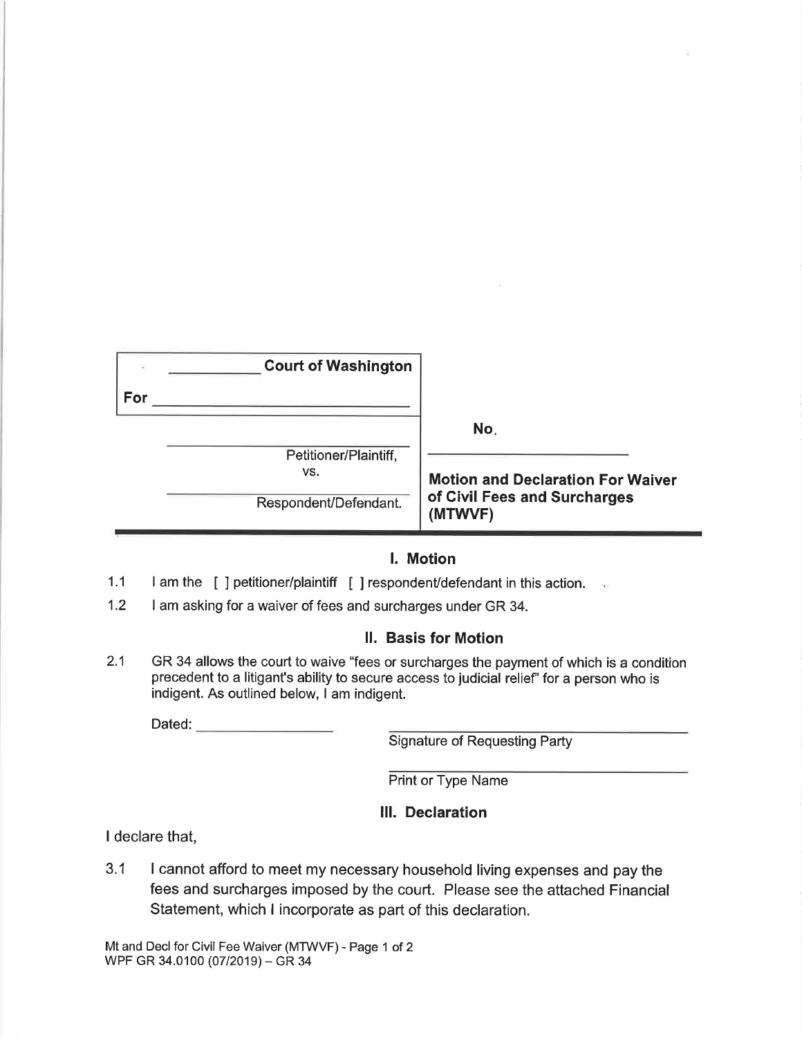| _____________ Court of Washington<br>For _______________________________ | |
|---|---|
| ______________________________<br>Petitioner/Plaintiff,<br>vs.<br>______________________________<br>Respondent/Defendant. | No. ______________________<br>**Motion and Declaration For Waiver of Civil Fees and Surcharges (MTWVF)** |

## I. Motion

1.1 I am the [ ] petitioner/plaintiff [ ] respondent/defendant in this action.

1.2 I am asking for a waiver of fees and surcharges under GR 34.

## II. Basis for Motion

2.1 GR 34 allows the court to waive "fees or surcharges the payment of which is a condition precedent to a litigant's ability to secure access to judicial relief" for a person who is indigent. As outlined below, I am indigent.

Dated: ________________

______________________________
Signature of Requesting Party

______________________________
Print or Type Name

## III. Declaration

I declare that,

3.1 I cannot afford to meet my necessary household living expenses and pay the fees and surcharges imposed by the court. Please see the attached Financial Statement, which I incorporate as part of this declaration.

Mt and Decl for Civil Fee Waiver (MTWVF) - Page 1 of 2
WPF GR 34.0100 (07/2019) – GR 34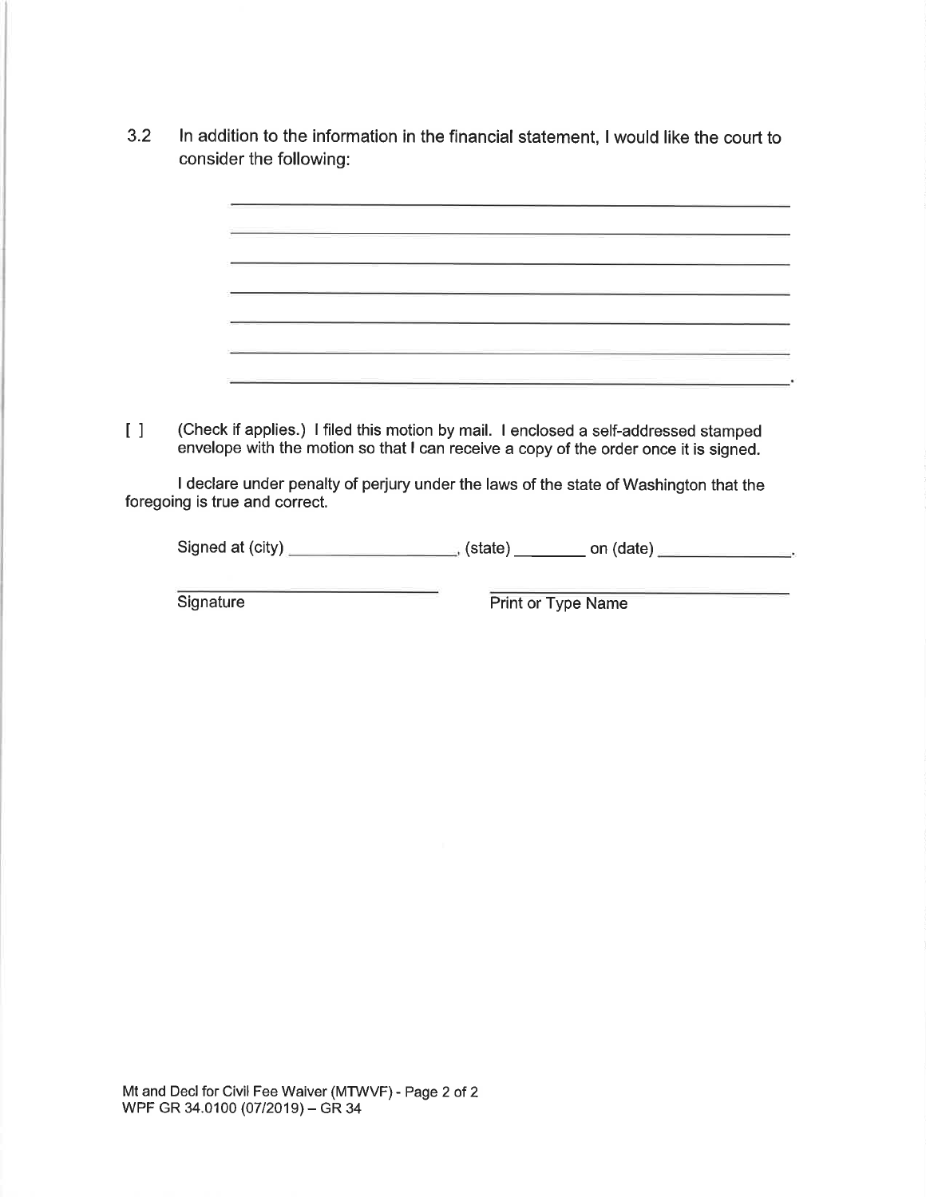3.2 In addition to the information in the financial statement, I would like the court to consider the following:

\_\_\_\_\_\_\_\_\_\_\_\_\_\_\_\_\_\_\_\_\_\_\_\_\_\_\_\_\_\_\_\_\_\_\_\_\_\_\_\_\_\_\_\_\_\_\_\_\_\_\_\_\_\_\_\_\_\_\_\_\_\_

\_\_\_\_\_\_\_\_\_\_\_\_\_\_\_\_\_\_\_\_\_\_\_\_\_\_\_\_\_\_\_\_\_\_\_\_\_\_\_\_\_\_\_\_\_\_\_\_\_\_\_\_\_\_\_\_\_\_\_\_\_\_

\_\_\_\_\_\_\_\_\_\_\_\_\_\_\_\_\_\_\_\_\_\_\_\_\_\_\_\_\_\_\_\_\_\_\_\_\_\_\_\_\_\_\_\_\_\_\_\_\_\_\_\_\_\_\_\_\_\_\_\_\_\_

\_\_\_\_\_\_\_\_\_\_\_\_\_\_\_\_\_\_\_\_\_\_\_\_\_\_\_\_\_\_\_\_\_\_\_\_\_\_\_\_\_\_\_\_\_\_\_\_\_\_\_\_\_\_\_\_\_\_\_\_\_\_

\_\_\_\_\_\_\_\_\_\_\_\_\_\_\_\_\_\_\_\_\_\_\_\_\_\_\_\_\_\_\_\_\_\_\_\_\_\_\_\_\_\_\_\_\_\_\_\_\_\_\_\_\_\_\_\_\_\_\_\_\_\_

\_\_\_\_\_\_\_\_\_\_\_\_\_\_\_\_\_\_\_\_\_\_\_\_\_\_\_\_\_\_\_\_\_\_\_\_\_\_\_\_\_\_\_\_\_\_\_\_\_\_\_\_\_\_\_\_\_\_\_\_\_\_

\_\_\_\_\_\_\_\_\_\_\_\_\_\_\_\_\_\_\_\_\_\_\_\_\_\_\_\_\_\_\_\_\_\_\_\_\_\_\_\_\_\_\_\_\_\_\_\_\_\_\_\_\_\_\_\_\_\_\_\_\_\_.

[ ] (Check if applies.) I filed this motion by mail. I enclosed a self-addressed stamped envelope with the motion so that I can receive a copy of the order once it is signed.

I declare under penalty of perjury under the laws of the state of Washington that the foregoing is true and correct.

Signed at (city) \_\_\_\_\_\_\_\_\_\_\_\_\_\_\_\_\_\_, (state) \_\_\_\_\_\_\_\_ on (date) \_\_\_\_\_\_\_\_\_\_\_\_\_\_\_.

\_\_\_\_\_\_\_\_\_\_\_\_\_\_\_\_\_\_\_\_\_\_\_\_\_\_\_\_\_\_ \_\_\_\_\_\_\_\_\_\_\_\_\_\_\_\_\_\_\_\_\_\_\_\_\_\_\_\_\_\_
Signature Print or Type Name

Mt and Decl for Civil Fee Waiver (MTWVF) - Page 2 of 2
WPF GR 34.0100 (07/2019) – GR 34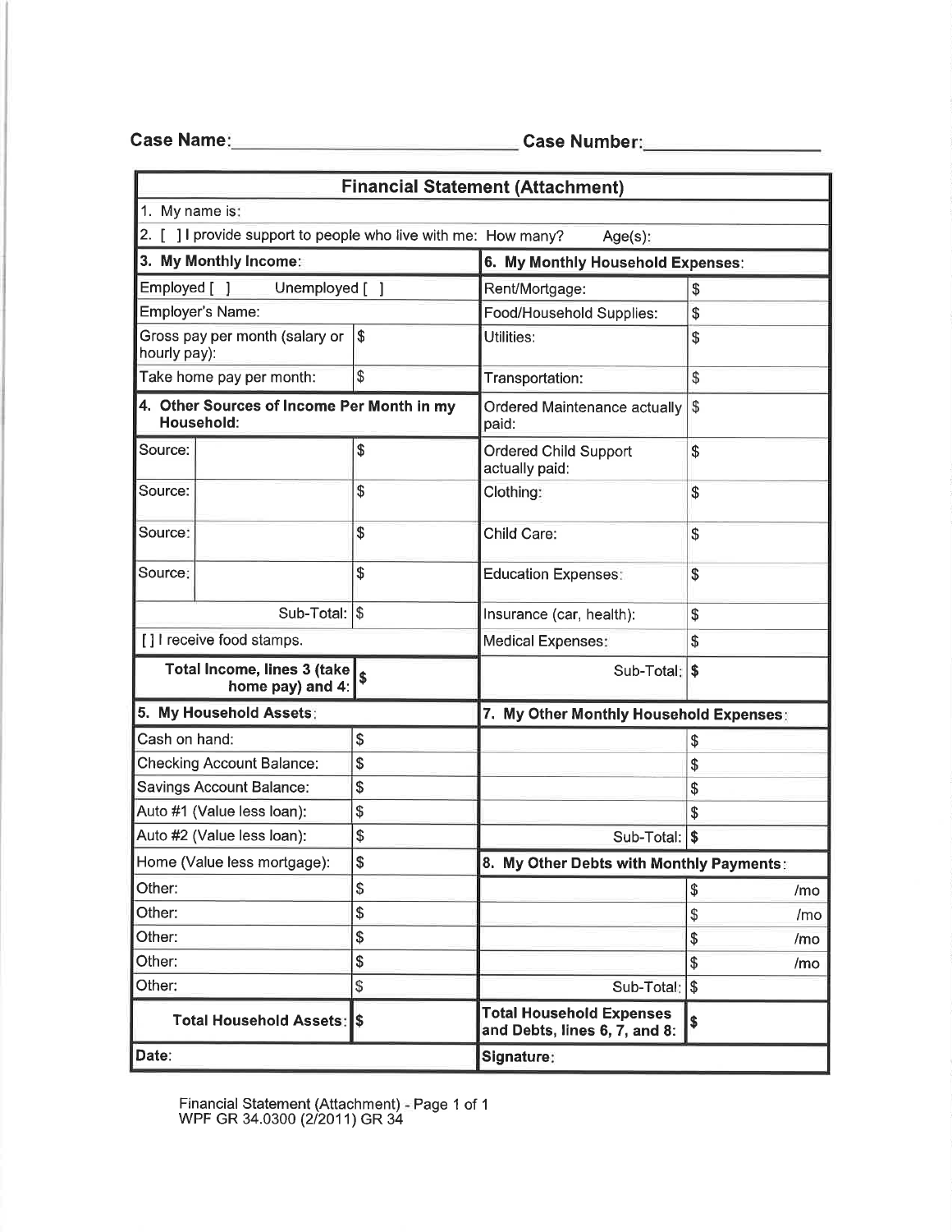**Case Name:**\_\_\_\_\_\_\_\_\_\_\_\_\_\_\_\_\_\_\_\_\_\_\_\_\_\_\_\_ **Case Number:**\_\_\_\_\_\_\_\_\_\_\_\_\_\_\_\_

## Financial Statement (Attachment)

1. My name is:

2. [ ] I provide support to people who live with me: How many? Age(s):

| **3. My Monthly Income:** | | **6. My Monthly Household Expenses:** | |
|---|---|---|---|
| Employed [ ] Unemployed [ ] | | Rent/Mortgage: | $ |
| Employer's Name: | | Food/Household Supplies: | $ |
| Gross pay per month (salary or hourly pay): | $ | Utilities: | $ |
| Take home pay per month: | $ | Transportation: | $ |
| **4. Other Sources of Income Per Month in my Household:** | | Ordered Maintenance actually paid: | $ |
| Source: | $ | Ordered Child Support actually paid: | $ |
| Source: | $ | Clothing: | $ |
| Source: | $ | Child Care: | $ |
| Source: | $ | Education Expenses: | $ |
| Sub-Total: | $ | Insurance (car, health): | $ |
| [ ] I receive food stamps. | | Medical Expenses: | $ |
| **Total Income, lines 3 (take home pay) and 4:** | **$** | Sub-Total: | **$** |
| **5. My Household Assets:** | | **7. My Other Monthly Household Expenses:** | |
| Cash on hand: | $ | | $ |
| Checking Account Balance: | $ | | $ |
| Savings Account Balance: | $ | | $ |
| Auto #1 (Value less loan): | $ | | $ |
| Auto #2 (Value less loan): | $ | Sub-Total: | **$** |
| Home (Value less mortgage): | $ | **8. My Other Debts with Monthly Payments:** | |
| Other: | $ | | $ /mo |
| Other: | $ | | $ /mo |
| Other: | $ | | $ /mo |
| Other: | $ | | $ /mo |
| Other: | $ | Sub-Total: | $ |
| **Total Household Assets:** | **$** | **Total Household Expenses and Debts, lines 6, 7, and 8:** | **$** |
| **Date:** | | **Signature:** | |

Financial Statement (Attachment) - Page 1 of 1
WPF GR 34.0300 (2/2011) GR 34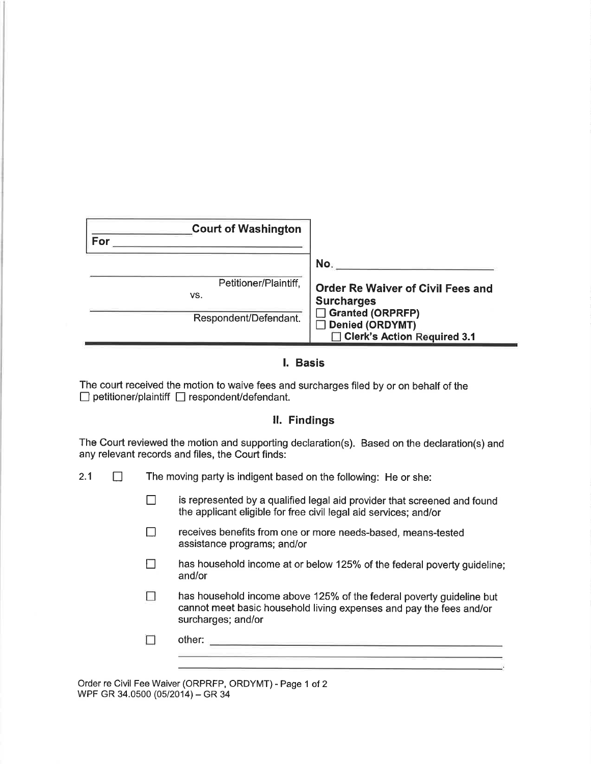| ____________ Court of Washington<br>For ______________________ | |
|---|---|
| ______________________<br>Petitioner/Plaintiff,<br>vs.<br>______________________<br>Respondent/Defendant. | No. ______________________<br><br>**Order Re Waiver of Civil Fees and Surcharges**<br>☐ **Granted (ORPRFP)**<br>☐ **Denied (ORDYMT)**<br>☐ **Clerk's Action Required 3.1** |

## I. Basis

The court received the motion to waive fees and surcharges filed by or on behalf of the
☐ petitioner/plaintiff ☐ respondent/defendant.

## II. Findings

The Court reviewed the motion and supporting declaration(s). Based on the declaration(s) and any relevant records and files, the Court finds:

2.1 ☐ The moving party is indigent based on the following: He or she:

- ☐ is represented by a qualified legal aid provider that screened and found the applicant eligible for free civil legal aid services; and/or
- ☐ receives benefits from one or more needs-based, means-tested assistance programs; and/or
- ☐ has household income at or below 125% of the federal poverty guideline; and/or
- ☐ has household income above 125% of the federal poverty guideline but cannot meet basic household living expenses and pay the fees and/or surcharges; and/or
- ☐ other: ______________________________________________
  ______________________________________________________
  ______________________________________________________.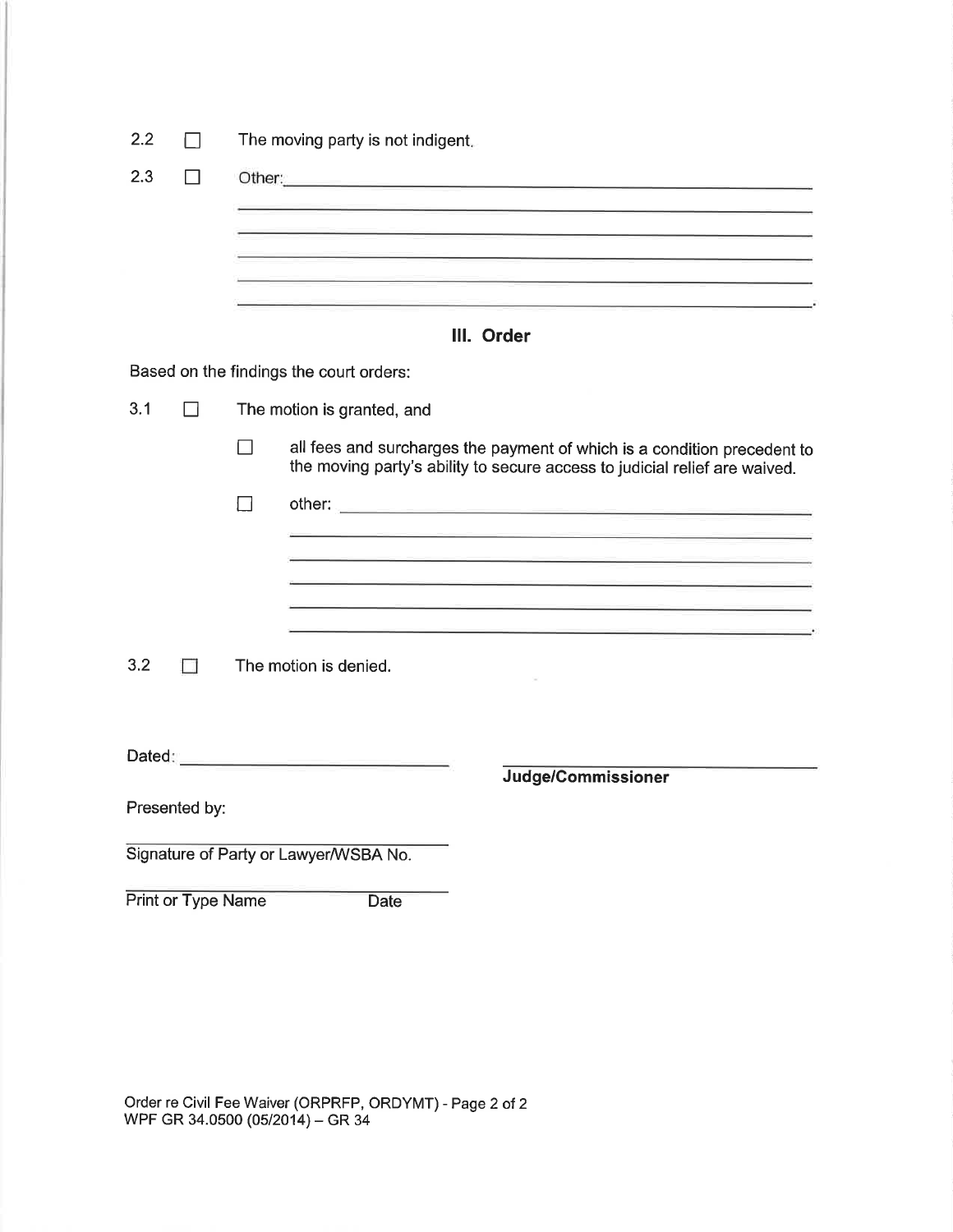2.2 ☐ The moving party is not indigent.

2.3 ☐ Other: \_\_\_\_\_\_\_\_\_\_\_\_\_\_\_\_\_\_\_\_\_\_\_\_\_\_\_\_\_\_\_\_\_\_\_\_\_\_\_\_

\_\_\_\_\_\_\_\_\_\_\_\_\_\_\_\_\_\_\_\_\_\_\_\_\_\_\_\_\_\_\_\_\_\_\_\_\_\_\_\_\_\_\_\_\_\_

\_\_\_\_\_\_\_\_\_\_\_\_\_\_\_\_\_\_\_\_\_\_\_\_\_\_\_\_\_\_\_\_\_\_\_\_\_\_\_\_\_\_\_\_\_\_

\_\_\_\_\_\_\_\_\_\_\_\_\_\_\_\_\_\_\_\_\_\_\_\_\_\_\_\_\_\_\_\_\_\_\_\_\_\_\_\_\_\_\_\_\_\_

\_\_\_\_\_\_\_\_\_\_\_\_\_\_\_\_\_\_\_\_\_\_\_\_\_\_\_\_\_\_\_\_\_\_\_\_\_\_\_\_\_\_\_\_\_\_

\_\_\_\_\_\_\_\_\_\_\_\_\_\_\_\_\_\_\_\_\_\_\_\_\_\_\_\_\_\_\_\_\_\_\_\_\_\_\_\_\_\_\_\_\_\_.

## III. Order

Based on the findings the court orders:

3.1 ☐ The motion is granted, and

☐ all fees and surcharges the payment of which is a condition precedent to the moving party's ability to secure access to judicial relief are waived.

☐ other: \_\_\_\_\_\_\_\_\_\_\_\_\_\_\_\_\_\_\_\_\_\_\_\_\_\_\_\_\_\_\_\_\_\_\_\_\_\_\_\_

\_\_\_\_\_\_\_\_\_\_\_\_\_\_\_\_\_\_\_\_\_\_\_\_\_\_\_\_\_\_\_\_\_\_\_\_\_\_\_\_\_\_\_\_\_\_

\_\_\_\_\_\_\_\_\_\_\_\_\_\_\_\_\_\_\_\_\_\_\_\_\_\_\_\_\_\_\_\_\_\_\_\_\_\_\_\_\_\_\_\_\_\_

\_\_\_\_\_\_\_\_\_\_\_\_\_\_\_\_\_\_\_\_\_\_\_\_\_\_\_\_\_\_\_\_\_\_\_\_\_\_\_\_\_\_\_\_\_\_

\_\_\_\_\_\_\_\_\_\_\_\_\_\_\_\_\_\_\_\_\_\_\_\_\_\_\_\_\_\_\_\_\_\_\_\_\_\_\_\_\_\_\_\_\_\_

\_\_\_\_\_\_\_\_\_\_\_\_\_\_\_\_\_\_\_\_\_\_\_\_\_\_\_\_\_\_\_\_\_\_\_\_\_\_\_\_\_\_\_\_\_\_.

3.2 ☐ The motion is denied.

Dated: \_\_\_\_\_\_\_\_\_\_\_\_\_\_\_\_\_\_\_\_\_\_\_\_ \_\_\_\_\_\_\_\_\_\_\_\_\_\_\_\_\_\_\_\_\_\_\_\_\_\_\_\_

**Judge/Commissioner**

Presented by:

\_\_\_\_\_\_\_\_\_\_\_\_\_\_\_\_\_\_\_\_\_\_\_\_\_\_\_\_\_\_\_\_\_\_\_\_

Signature of Party or Lawyer/WSBA No.

\_\_\_\_\_\_\_\_\_\_\_\_\_\_\_\_\_\_\_\_\_\_\_\_\_\_\_\_\_\_\_\_\_\_\_\_

Print or Type Name Date

Order re Civil Fee Waiver (ORPRFP, ORDYMT) - Page 2 of 2
WPF GR 34.0500 (05/2014) – GR 34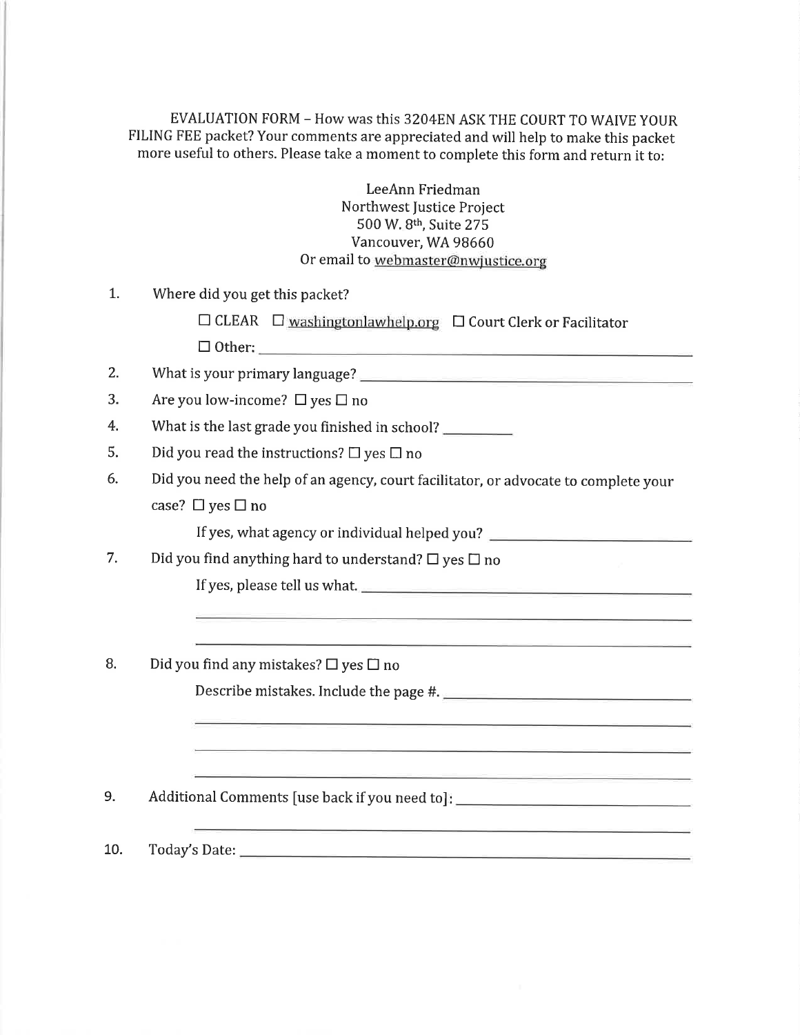EVALUATION FORM – How was this 3204EN ASK THE COURT TO WAIVE YOUR FILING FEE packet? Your comments are appreciated and will help to make this packet more useful to others. Please take a moment to complete this form and return it to:

LeeAnn Friedman
Northwest Justice Project
500 W. 8th, Suite 275
Vancouver, WA 98660
Or email to webmaster@nwjustice.org

1. Where did you get this packet?

   ☐ CLEAR ☐ washingtonlawhelp.org ☐ Court Clerk or Facilitator

   ☐ Other: ______________________________

2. What is your primary language? ______________________________

3. Are you low-income? ☐ yes ☐ no

4. What is the last grade you finished in school? __________

5. Did you read the instructions? ☐ yes ☐ no

6. Did you need the help of an agency, court facilitator, or advocate to complete your case? ☐ yes ☐ no

   If yes, what agency or individual helped you? ______________________________

7. Did you find anything hard to understand? ☐ yes ☐ no

   If yes, please tell us what. ______________________________

   ______________________________

   ______________________________

8. Did you find any mistakes? ☐ yes ☐ no

   Describe mistakes. Include the page #. ______________________________

   ______________________________

   ______________________________

   ______________________________

9. Additional Comments [use back if you need to]: ______________________________

   ______________________________

10. Today's Date: ______________________________